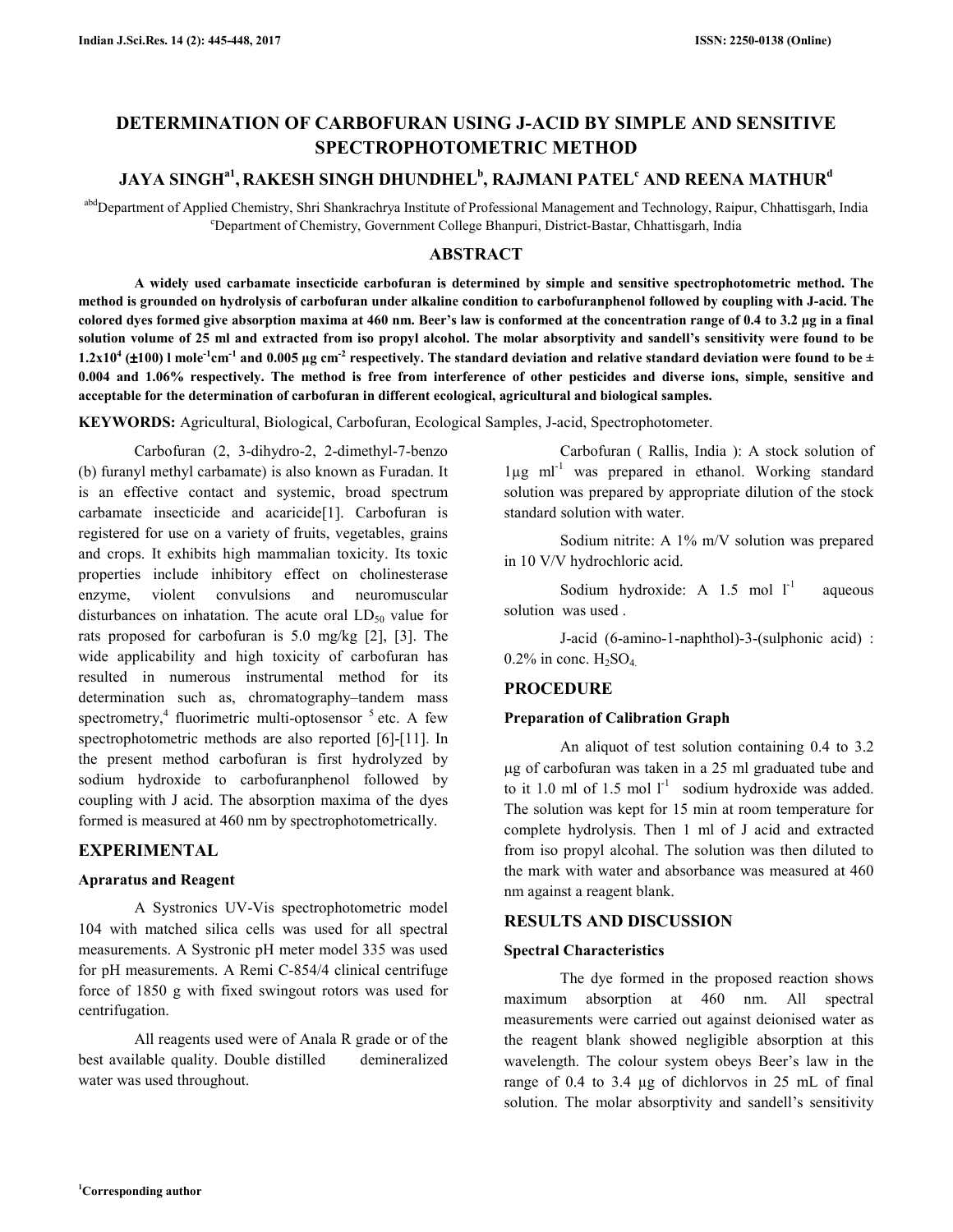# DETERMINATION OF CARBOFURAN USING J-ACID BY SIMPLE AND SENSITIVE SPECTROPHOTOMETRIC METHOD

**JAYA SINGH[a1], RAKESH SINGH DHUNDHEL[b], RAJMANI PATEL[c] AND REENA MATHUR[d]**

[abd]Department of Applied Chemistry, Shri Shankrachrya Institute of Professional Management and Technology, Raipur, Chhattisgarh, India
[c]Department of Chemistry, Government College Bhanpuri, District-Bastar, Chhattisgarh, India

## ABSTRACT

**A widely used carbamate insecticide carbofuran is determined by simple and sensitive spectrophotometric method. The method is grounded on hydrolysis of carbofuran under alkaline condition to carbofuranphenol followed by coupling with J-acid. The colored dyes formed give absorption maxima at 460 nm. Beer's law is conformed at the concentration range of 0.4 to 3.2 µg in a final solution volume of 25 ml and extracted from iso propyl alcohol. The molar absorptivity and sandell's sensitivity were found to be $1.2\times10^{4}$ (±100) l mole$^{-1}$cm$^{-1}$ and 0.005 µg cm$^{-2}$ respectively. The standard deviation and relative standard deviation were found to be ± 0.004 and 1.06% respectively. The method is free from interference of other pesticides and diverse ions, simple, sensitive and acceptable for the determination of carbofuran in different ecological, agricultural and biological samples.**

**KEYWORDS:** Agricultural, Biological, Carbofuran, Ecological Samples, J-acid, Spectrophotometer.

Carbofuran (2, 3-dihydro-2, 2-dimethyl-7-benzo (b) furanyl methyl carbamate) is also known as Furadan. It is an effective contact and systemic, broad spectrum carbamate insecticide and acaricide[1]. Carbofuran is registered for use on a variety of fruits, vegetables, grains and crops. It exhibits high mammalian toxicity. Its toxic properties include inhibitory effect on cholinesterase enzyme, violent convulsions and neuromuscular disturbances on inhatation. The acute oral $LD_{50}$ value for rats proposed for carbofuran is 5.0 mg/kg [2], [3]. The wide applicability and high toxicity of carbofuran has resulted in numerous instrumental method for its determination such as, chromatography–tandem mass spectrometry,[4] fluorimetric multi-optosensor [5] etc. A few spectrophotometric methods are also reported [6]-[11]. In the present method carbofuran is first hydrolyzed by sodium hydroxide to carbofuranphenol followed by coupling with J acid. The absorption maxima of the dyes formed is measured at 460 nm by spectrophotometrically.

## EXPERIMENTAL

### Apraratus and Reagent

A Systronics UV-Vis spectrophotometric model 104 with matched silica cells was used for all spectral measurements. A Systronic pH meter model 335 was used for pH measurements. A Remi C-854/4 clinical centrifuge force of 1850 g with fixed swingout rotors was used for centrifugation.

All reagents used were of Anala R grade or of the best available quality. Double distilled demineralized water was used throughout.

Carbofuran ( Rallis, India ): A stock solution of 1µg ml$^{-1}$ was prepared in ethanol. Working standard solution was prepared by appropriate dilution of the stock standard solution with water.

Sodium nitrite: A 1% m/V solution was prepared in 10 V/V hydrochloric acid.

Sodium hydroxide: A 1.5 mol l$^{-1}$ aqueous solution was used .

J-acid (6-amino-1-naphthol)-3-(sulphonic acid) : 0.2% in conc. $H_2SO_4$.

## PROCEDURE

### Preparation of Calibration Graph

An aliquot of test solution containing 0.4 to 3.2 µg of carbofuran was taken in a 25 ml graduated tube and to it 1.0 ml of 1.5 mol l$^{-1}$ sodium hydroxide was added. The solution was kept for 15 min at room temperature for complete hydrolysis. Then 1 ml of J acid and extracted from iso propyl alcohal. The solution was then diluted to the mark with water and absorbance was measured at 460 nm against a reagent blank.

## RESULTS AND DISCUSSION

### Spectral Characteristics

The dye formed in the proposed reaction shows maximum absorption at 460 nm. All spectral measurements were carried out against deionised water as the reagent blank showed negligible absorption at this wavelength. The colour system obeys Beer's law in the range of 0.4 to 3.4 µg of dichlorvos in 25 mL of final solution. The molar absorptivity and sandell's sensitivity

[1]Corresponding author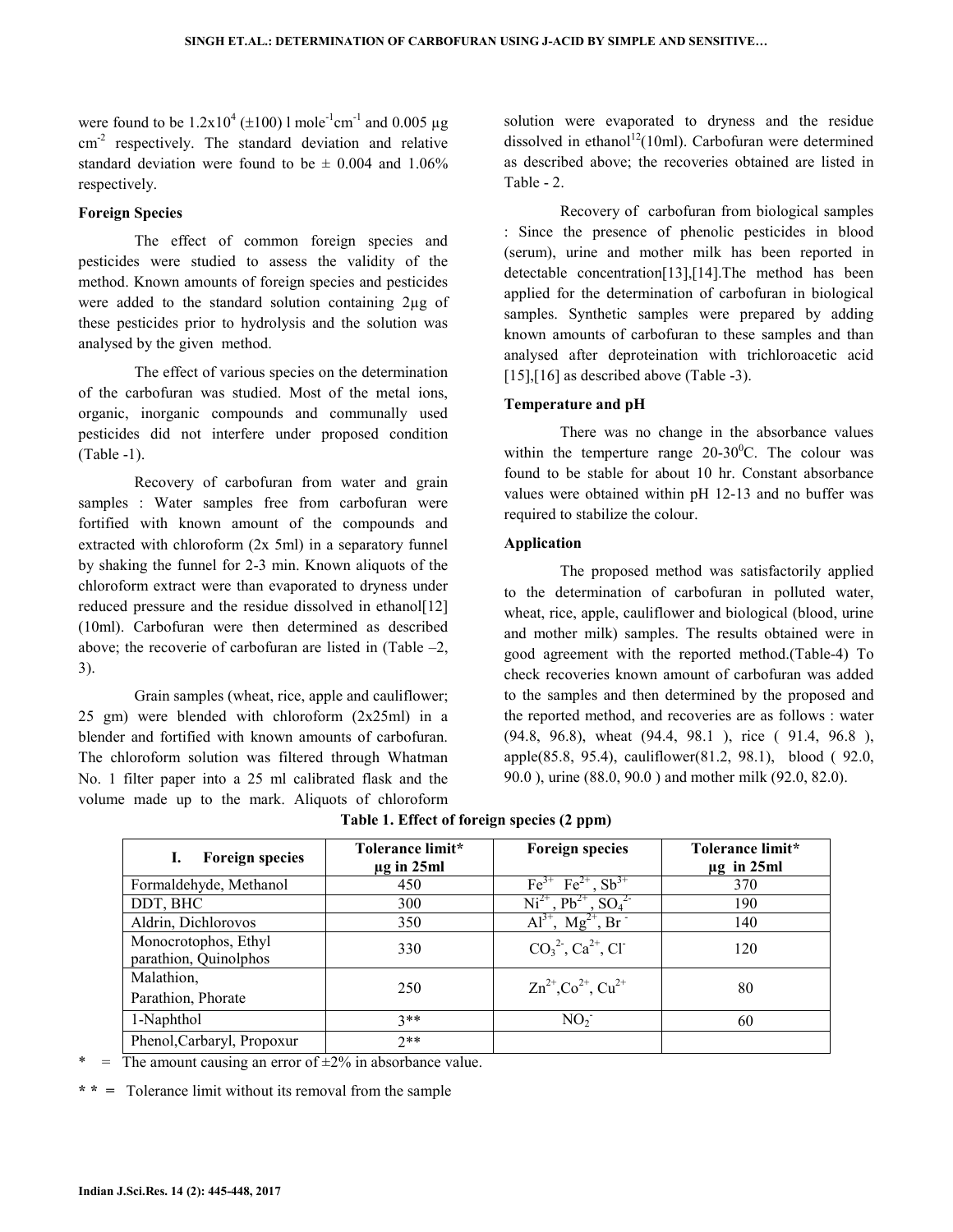were found to be $1.2 \times 10^4$ (±100) l mole$^{-1}$cm$^{-1}$ and 0.005 μg cm$^{-2}$ respectively. The standard deviation and relative standard deviation were found to be ± 0.004 and 1.06% respectively.

### Foreign Species

The effect of common foreign species and pesticides were studied to assess the validity of the method. Known amounts of foreign species and pesticides were added to the standard solution containing 2μg of these pesticides prior to hydrolysis and the solution was analysed by the given method.

The effect of various species on the determination of the carbofuran was studied. Most of the metal ions, organic, inorganic compounds and communally used pesticides did not interfere under proposed condition (Table -1).

Recovery of carbofuran from water and grain samples : Water samples free from carbofuran were fortified with known amount of the compounds and extracted with chloroform (2x 5ml) in a separatory funnel by shaking the funnel for 2-3 min. Known aliquots of the chloroform extract were than evaporated to dryness under reduced pressure and the residue dissolved in ethanol[12] (10ml). Carbofuran were then determined as described above; the recoverie of carbofuran are listed in (Table –2, 3).

Grain samples (wheat, rice, apple and cauliflower; 25 gm) were blended with chloroform (2x25ml) in a blender and fortified with known amounts of carbofuran. The chloroform solution was filtered through Whatman No. 1 filter paper into a 25 ml calibrated flask and the volume made up to the mark. Aliquots of chloroform solution were evaporated to dryness and the residue dissolved in ethanol[12](10ml). Carbofuran were determined as described above; the recoveries obtained are listed in Table - 2.

Recovery of carbofuran from biological samples : Since the presence of phenolic pesticides in blood (serum), urine and mother milk has been reported in detectable concentration[13],[14].The method has been applied for the determination of carbofuran in biological samples. Synthetic samples were prepared by adding known amounts of carbofuran to these samples and than analysed after deproteination with trichloroacetic acid [15],[16] as described above (Table -3).

### Temperature and pH

There was no change in the absorbance values within the temperture range 20-30$^0$C. The colour was found to be stable for about 10 hr. Constant absorbance values were obtained within pH 12-13 and no buffer was required to stabilize the colour.

### Application

The proposed method was satisfactorily applied to the determination of carbofuran in polluted water, wheat, rice, apple, cauliflower and biological (blood, urine and mother milk) samples. The results obtained were in good agreement with the reported method.(Table-4) To check recoveries known amount of carbofuran was added to the samples and then determined by the proposed and the reported method, and recoveries are as follows : water (94.8, 96.8), wheat (94.4, 98.1 ), rice ( 91.4, 96.8 ), apple(85.8, 95.4), cauliflower(81.2, 98.1), blood ( 92.0, 90.0 ), urine (88.0, 90.0 ) and mother milk (92.0, 82.0).

**Table 1. Effect of foreign species (2 ppm)**

| I. Foreign species | Tolerance limit* μg in 25ml | Foreign species | Tolerance limit* μg in 25ml |
|---|---|---|---|
| Formaldehyde, Methanol | 450 | $Fe^{3+}$ $Fe^{2+}$, $Sb^{3+}$ | 370 |
| DDT, BHC | 300 | $Ni^{2+}$, $Pb^{2+}$, $SO_4^{2-}$ | 190 |
| Aldrin, Dichlorovos | 350 | $Al^{3+}$, $Mg^{2+}$, $Br^-$ | 140 |
| Monocrotophos, Ethyl parathion, Quinolphos | 330 | $CO_3^{2-}$, $Ca^{2+}$, $Cl^-$ | 120 |
| Malathion, Parathion, Phorate | 250 | $Zn^{2+}$,$Co^{2+}$, $Cu^{2+}$ | 80 |
| 1-Naphthol | 3** | $NO_2^-$ | 60 |
| Phenol,Carbaryl, Propoxur | 2** | | |

\* = The amount causing an error of ±2% in absorbance value.

\* \* = Tolerance limit without its removal from the sample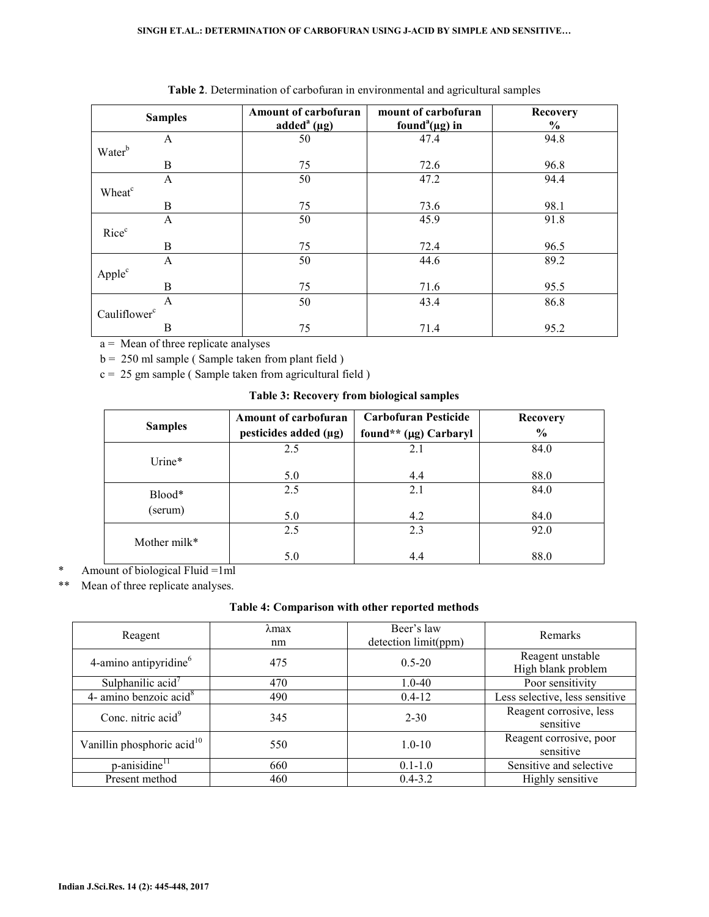**Table 2**. Determination of carbofuran in environmental and agricultural samples

| Samples | | Amount of carbofuran added[a] (µg) | mount of carbofuran found[a](µg) in | Recovery % |
|---|---|---|---|---|
| Water[b] | A | 50 | 47.4 | 94.8 |
| | B | 75 | 72.6 | 96.8 |
| Wheat[c] | A | 50 | 47.2 | 94.4 |
| | B | 75 | 73.6 | 98.1 |
| Rice[c] | A | 50 | 45.9 | 91.8 |
| | B | 75 | 72.4 | 96.5 |
| Apple[c] | A | 50 | 44.6 | 89.2 |
| | B | 75 | 71.6 | 95.5 |
| Cauliflower[c] | A | 50 | 43.4 | 86.8 |
| | B | 75 | 71.4 | 95.2 |

a = Mean of three replicate analyses

b = 250 ml sample ( Sample taken from plant field )

c = 25 gm sample ( Sample taken from agricultural field )

**Table 3: Recovery from biological samples**

| Samples | Amount of carbofuran pesticides added (µg) | Carbofuran Pesticide found** (µg) Carbaryl | Recovery % |
|---|---|---|---|
| Urine* | 2.5 | 2.1 | 84.0 |
| | 5.0 | 4.4 | 88.0 |
| Blood* (serum) | 2.5 | 2.1 | 84.0 |
| | 5.0 | 4.2 | 84.0 |
| Mother milk* | 2.5 | 2.3 | 92.0 |
| | 5.0 | 4.4 | 88.0 |

\* Amount of biological Fluid =1ml

** Mean of three replicate analyses.

**Table 4: Comparison with other reported methods**

| Reagent | λmax nm | Beer's law detection limit(ppm) | Remarks |
|---|---|---|---|
| 4-amino antipyridine[6] | 475 | 0.5-20 | Reagent unstable High blank problem |
| Sulphanilic acid[7] | 470 | 1.0-40 | Poor sensitivity |
| 4- amino benzoic acid[8] | 490 | 0.4-12 | Less selective, less sensitive |
| Conc. nitric acid[9] | 345 | 2-30 | Reagent corrosive, less sensitive |
| Vanillin phosphoric acid[10] | 550 | 1.0-10 | Reagent corrosive, poor sensitive |
| p-anisidine[11] | 660 | 0.1-1.0 | Sensitive and selective |
| Present method | 460 | 0.4-3.2 | Highly sensitive |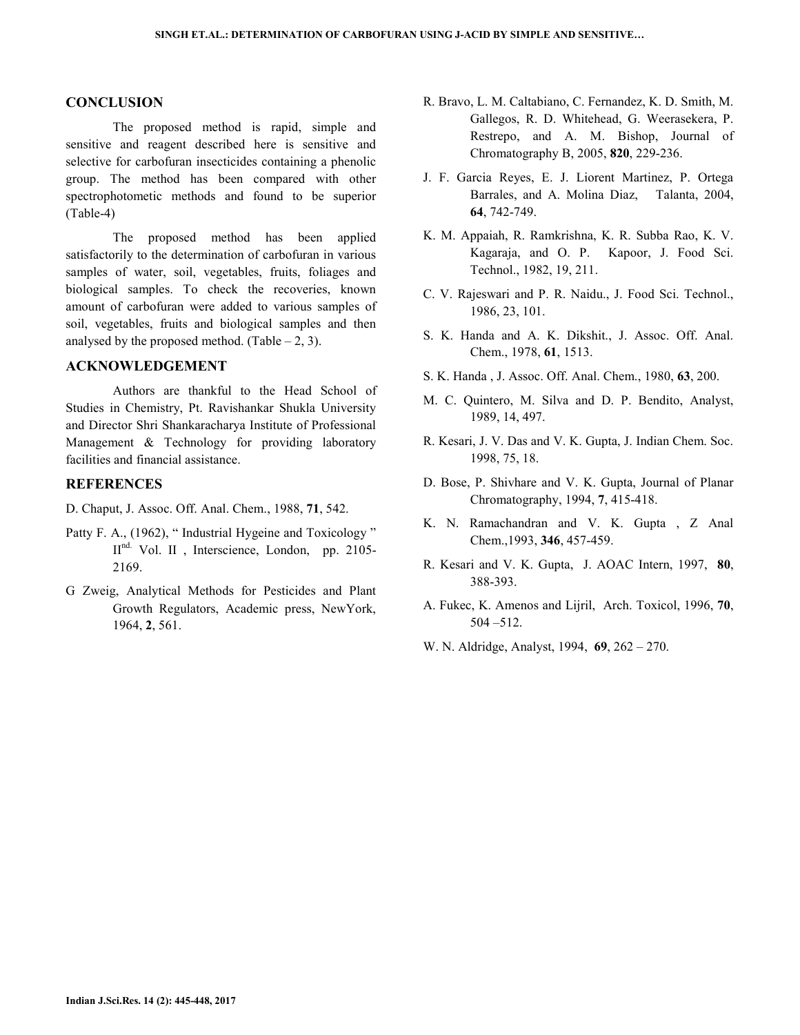## CONCLUSION

The proposed method is rapid, simple and sensitive and reagent described here is sensitive and selective for carbofuran insecticides containing a phenolic group. The method has been compared with other spectrophotometic methods and found to be superior (Table-4)

The proposed method has been applied satisfactorily to the determination of carbofuran in various samples of water, soil, vegetables, fruits, foliages and biological samples. To check the recoveries, known amount of carbofuran were added to various samples of soil, vegetables, fruits and biological samples and then analysed by the proposed method. (Table – 2, 3).

## ACKNOWLEDGEMENT

Authors are thankful to the Head School of Studies in Chemistry, Pt. Ravishankar Shukla University and Director Shri Shankaracharya Institute of Professional Management & Technology for providing laboratory facilities and financial assistance.

## REFERENCES

D. Chaput, J. Assoc. Off. Anal. Chem., 1988, **71**, 542.

Patty F. A., (1962), " Industrial Hygeine and Toxicology " II[nd.] Vol. II , Interscience, London, pp. 2105-2169.

G Zweig, Analytical Methods for Pesticides and Plant Growth Regulators, Academic press, NewYork, 1964, **2**, 561.

R. Bravo, L. M. Caltabiano, C. Fernandez, K. D. Smith, M. Gallegos, R. D. Whitehead, G. Weerasekera, P. Restrepo, and A. M. Bishop, Journal of Chromatography B, 2005, **820**, 229-236.

J. F. Garcia Reyes, E. J. Liorent Martinez, P. Ortega Barrales, and A. Molina Diaz, Talanta, 2004, **64**, 742-749.

K. M. Appaiah, R. Ramkrishna, K. R. Subba Rao, K. V. Kagaraja, and O. P. Kapoor, J. Food Sci. Technol., 1982, 19, 211.

C. V. Rajeswari and P. R. Naidu., J. Food Sci. Technol., 1986, 23, 101.

S. K. Handa and A. K. Dikshit., J. Assoc. Off. Anal. Chem., 1978, **61**, 1513.

S. K. Handa , J. Assoc. Off. Anal. Chem., 1980, **63**, 200.

M. C. Quintero, M. Silva and D. P. Bendito, Analyst, 1989, 14, 497.

R. Kesari, J. V. Das and V. K. Gupta, J. Indian Chem. Soc. 1998, 75, 18.

D. Bose, P. Shivhare and V. K. Gupta, Journal of Planar Chromatography, 1994, **7**, 415-418.

K. N. Ramachandran and V. K. Gupta , Z Anal Chem.,1993, **346**, 457-459.

R. Kesari and V. K. Gupta, J. AOAC Intern, 1997, **80**, 388-393.

A. Fukec, K. Amenos and Lijril, Arch. Toxicol, 1996, **70**, 504 –512.

W. N. Aldridge, Analyst, 1994, **69**, 262 – 270.